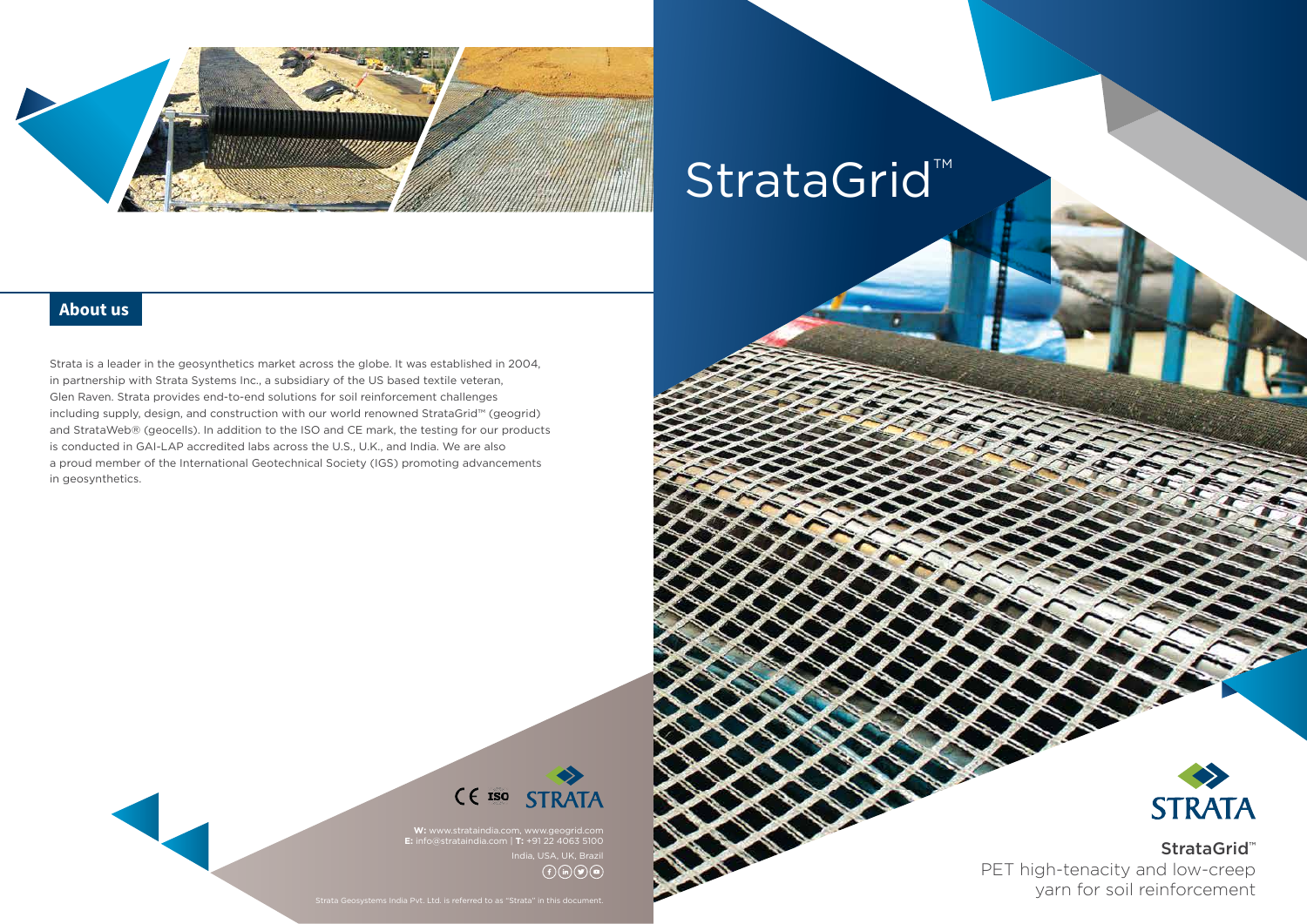# StrataGrid™

## About us

Strata is a leader in the geosynthetics market across the globe. It was established in 2004, in partnership with Strata Systems Inc., a subsidiary of the US based textile veteran, Glen Raven. Strata provides end-to-end solutions for soil reinforcement challenges including supply, design, and construction with our world renowned StrataGrid™ (geogrid) and StrataWeb® (geocells). In addition to the ISO and CE mark, the testing for our products is conducted in GAI-LAP accredited labs across the U.S., U.K., and India. We are also a proud member of the International Geotechnical Society (IGS) promoting advancements in geosynthetics.

CE ISO STRATA

**W:** www.strataindia.com, www.geogrid.com
**E:** info@strataindia.com | **T:** +91 22 4063 5100
India, USA, UK, Brazil

Strata Geosystems India Pvt. Ltd. is referred to as "Strata" in this document.

STRATA

StrataGrid™
PET high-tenacity and low-creep yarn for soil reinforcement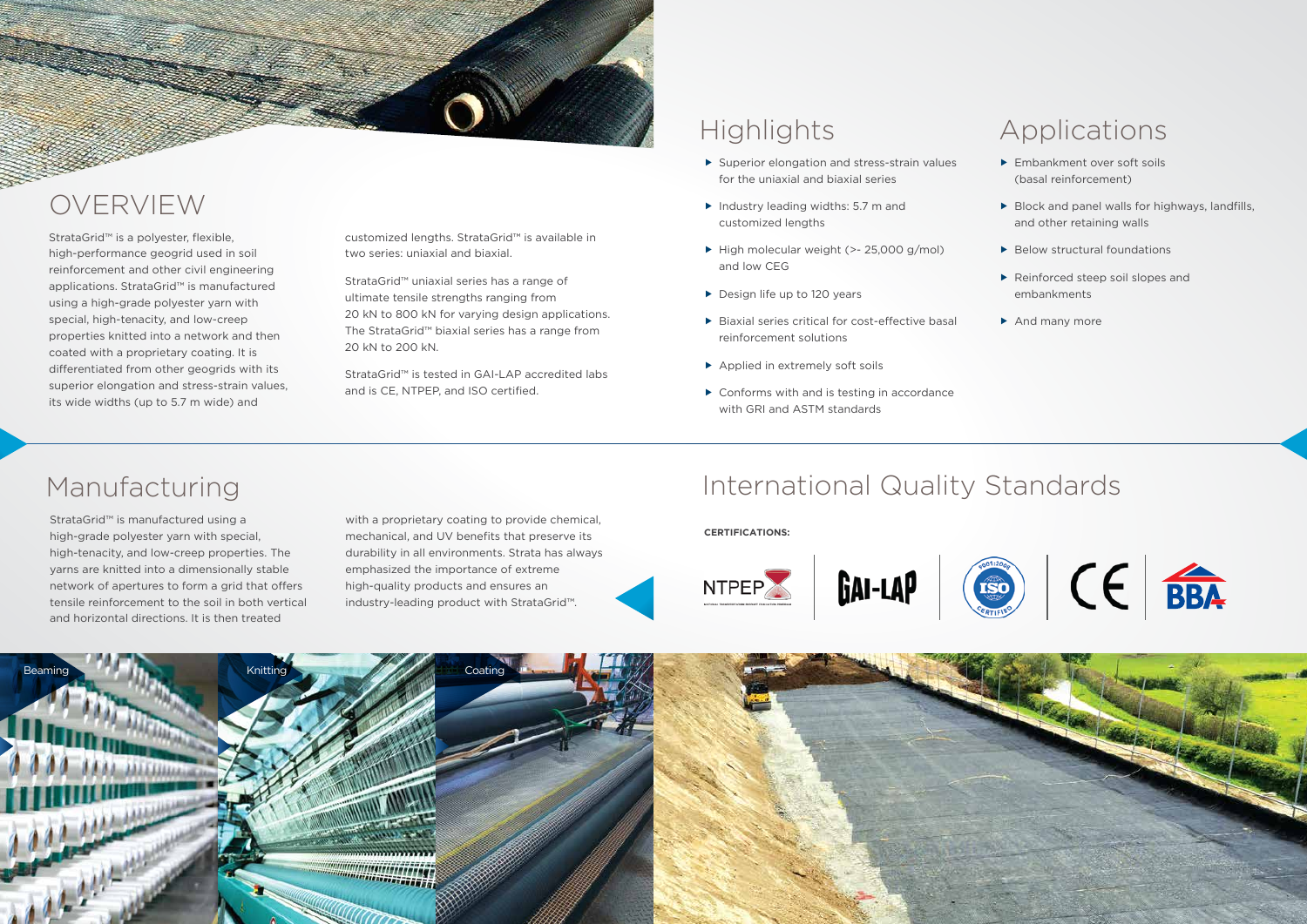# OVERVIEW

StrataGrid™ is a polyester, flexible, high-performance geogrid used in soil reinforcement and other civil engineering applications. StrataGrid™ is manufactured using a high-grade polyester yarn with special, high-tenacity, and low-creep properties knitted into a network and then coated with a proprietary coating. It is differentiated from other geogrids with its superior elongation and stress-strain values, its wide widths (up to 5.7 m wide) and customized lengths. StrataGrid™ is available in two series: uniaxial and biaxial.

StrataGrid™ uniaxial series has a range of ultimate tensile strengths ranging from 20 kN to 800 kN for varying design applications. The StrataGrid™ biaxial series has a range from 20 kN to 200 kN.

StrataGrid™ is tested in GAI-LAP accredited labs and is CE, NTPEP, and ISO certified.

## Highlights

- Superior elongation and stress-strain values for the uniaxial and biaxial series
- Industry leading widths: 5.7 m and customized lengths
- High molecular weight (>- 25,000 g/mol) and low CEG
- Design life up to 120 years
- Biaxial series critical for cost-effective basal reinforcement solutions
- Applied in extremely soft soils
- Conforms with and is testing in accordance with GRI and ASTM standards

## Applications

- Embankment over soft soils (basal reinforcement)
- Block and panel walls for highways, landfills, and other retaining walls
- Below structural foundations
- Reinforced steep soil slopes and embankments
- And many more

# Manufacturing

StrataGrid™ is manufactured using a high-grade polyester yarn with special, high-tenacity, and low-creep properties. The yarns are knitted into a dimensionally stable network of apertures to form a grid that offers tensile reinforcement to the soil in both vertical and horizontal directions. It is then treated with a proprietary coating to provide chemical, mechanical, and UV benefits that preserve its durability in all environments. Strata has always emphasized the importance of extreme high-quality products and ensures an industry-leading product with StrataGrid™.

# International Quality Standards

**CERTIFICATIONS:**

NTPEP | GAI-LAP | ISO 9001:2008 CERTIFIED | CE | BBA

Beaming

Knitting

Coating